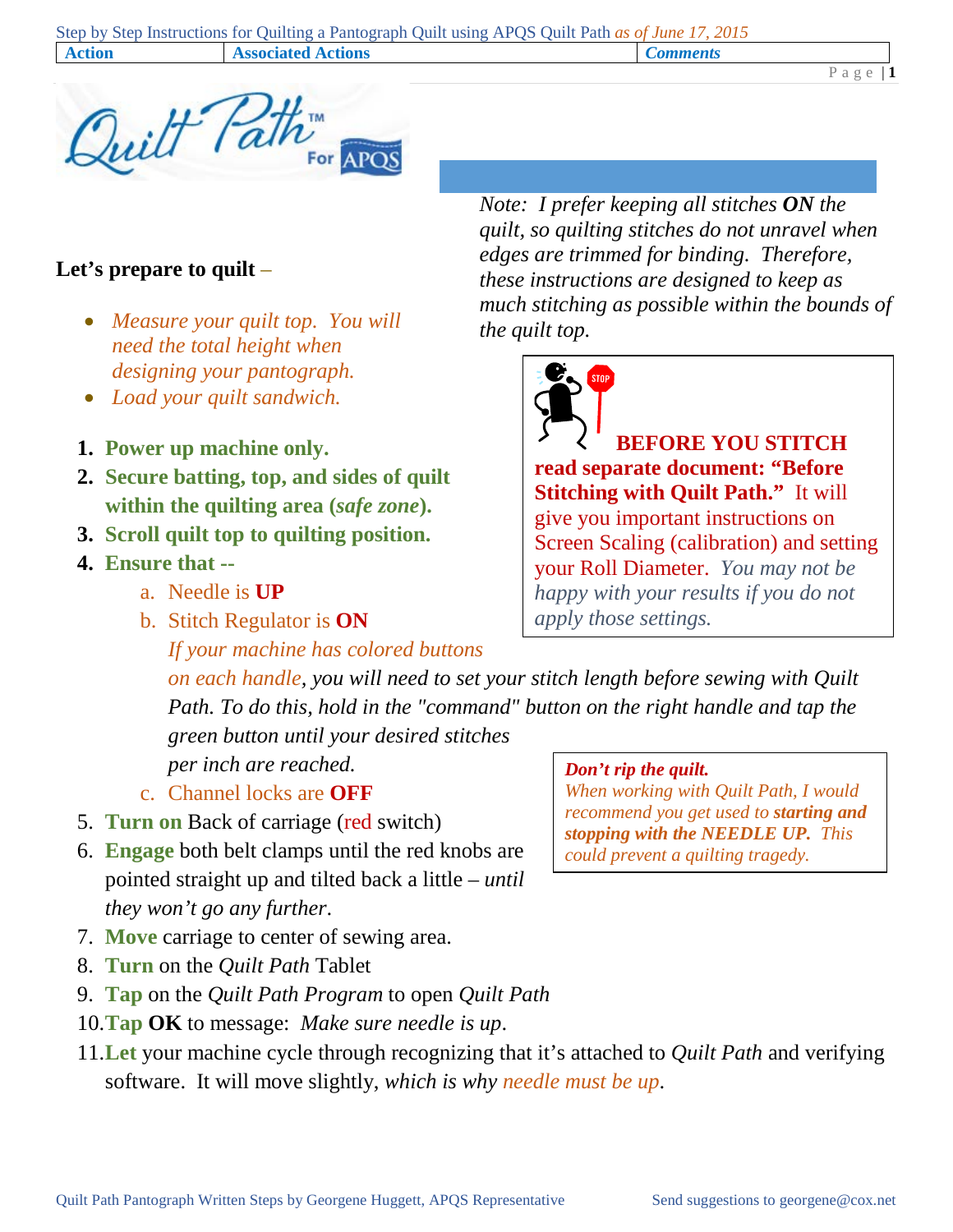Note: *I prefer keeping all stitches* ***ON*** *the quilt, so quilting stitches do not unravel when edges are trimmed for binding. Therefore, these instructions are designed to keep as much stitching as possible within the bounds of the quilt top.*

**BEFORE YOU STITCH read separate document: "Before Stitching with Quilt Path."** It will give you important instructions on Screen Scaling (calibration) and setting your Roll Diameter. *You may not be happy with your results if you do not apply those settings.*

**Let's prepare to quilt** –

- *Measure your quilt top. You will need the total height when designing your pantograph.*
- *Load your quilt sandwich.*

1. **Power up machine only.**
2. **Secure batting, top, and sides of quilt within the quilting area (*safe zone*).**
3. **Scroll quilt top to quilting position.**
4. **Ensure that --**
   a. Needle is **UP**
   b. Stitch Regulator is **ON**
   *If your machine has colored buttons on each handle, you will need to set your stitch length before sewing with Quilt Path. To do this, hold in the "command" button on the right handle and tap the green button until your desired stitches per inch are reached.*
   c. Channel locks are **OFF**
5. **Turn on** Back of carriage (red switch)
6. **Engage** both belt clamps until the red knobs are pointed straight up and tilted back a little – *until they won't go any further*.
7. **Move** carriage to center of sewing area.
8. **Turn** on the *Quilt Path* Tablet
9. **Tap** on the *Quilt Path Program* to open *Quilt Path*
10. **Tap OK** to message: *Make sure needle is up*.
11. **Let** your machine cycle through recognizing that it's attached to *Quilt Path* and verifying software. It will move slightly, *which is why needle must be up*.

***Don't rip the quilt.***
*When working with Quilt Path, I would recommend you get used to* ***starting and stopping with the NEEDLE UP.*** *This could prevent a quilting tragedy.*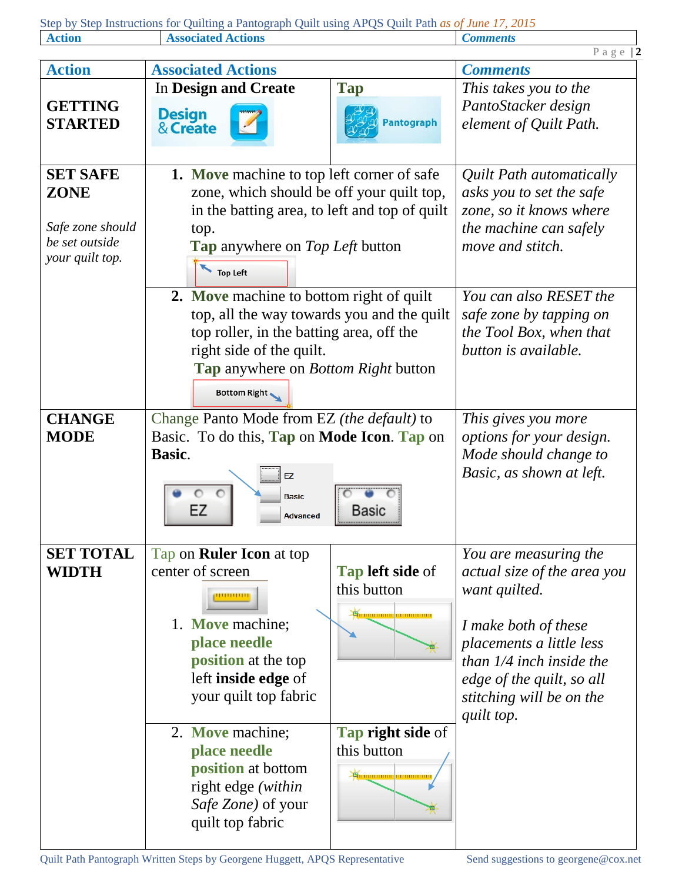| Action | Associated Actions | | Comments |
|---|---|---|---|
| **GETTING STARTED** | In **Design and Create** | **Tap** | *This takes you to the PantoStacker design element of Quilt Path.* |
| **SET SAFE ZONE**<br><br>*Safe zone should be set outside your quilt top.* | 1. **Move** machine to top left corner of safe zone, which should be off your quilt top, in the batting area, to left and top of quilt top.<br>**Tap** anywhere on *Top Left* button | | *Quilt Path automatically asks you to set the safe zone, so it knows where the machine can safely move and stitch.* |
| | 2. **Move** machine to bottom right of quilt top, all the way towards you and the quilt top roller, in the batting area, off the right side of the quilt.<br>**Tap** anywhere on *Bottom Right* button | | *You can also RESET the safe zone by tapping on the Tool Box, when that button is available.* |
| **CHANGE MODE** | Change Panto Mode from EZ *(the default)* to Basic. To do this, **Tap** on **Mode Icon**. **Tap** on **Basic**. | | *This gives you more options for your design. Mode should change to Basic, as shown at left.* |
| **SET TOTAL WIDTH** | Tap on **Ruler Icon** at top center of screen<br>1. **Move** machine; **place needle position** at the top left **inside edge** of your quilt top fabric | **Tap left side** of this button | *You are measuring the actual size of the area you want quilted.*<br><br>*I make both of these placements a little less than 1/4 inch inside the edge of the quilt, so all stitching will be on the quilt top.* |
| | 2. **Move** machine; **place needle position** at bottom right edge *(within Safe Zone)* of your quilt top fabric | **Tap right side** of this button | |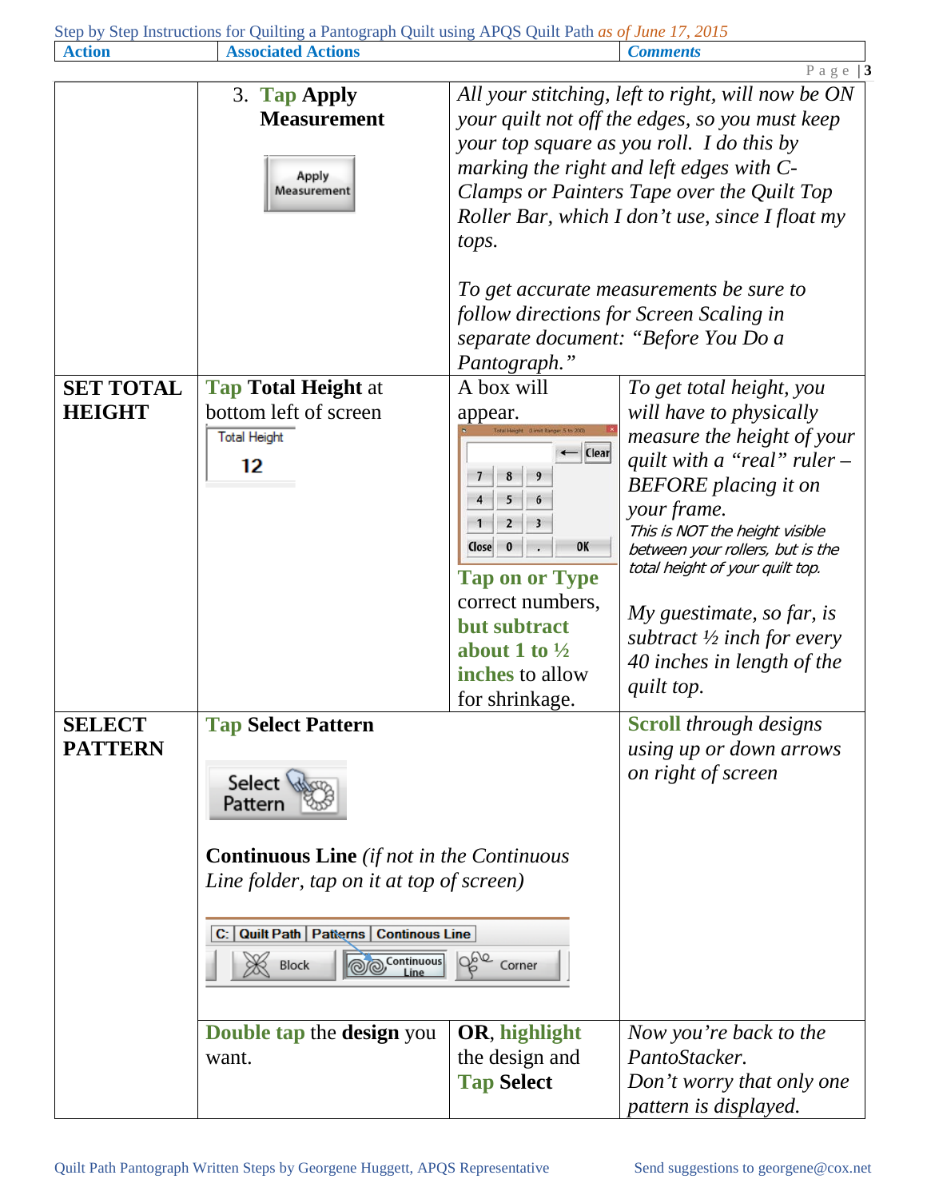| Action | Associated Actions | | Comments |
|---|---|---|---|
| | 3. **Tap Apply Measurement** Apply Measurement | *All your stitching, left to right, will now be ON your quilt not off the edges, so you must keep your top square as you roll. I do this by marking the right and left edges with C-Clamps or Painters Tape over the Quilt Top Roller Bar, which I don't use, since I float my tops.* *To get accurate measurements be sure to follow directions for Screen Scaling in separate document: "Before You Do a Pantograph."* | |
| **SET TOTAL HEIGHT** | **Tap Total Height** at bottom left of screen Total Height 12 | A box will appear. Total Height (Limit Range: .5 to 200) ← Clear 7 8 9 4 5 6 1 2 3 Close 0 . OK **Tap on or Type** correct numbers, **but subtract about 1 to ½ inches** to allow for shrinkage. | *To get total height, you will have to physically measure the height of your quilt with a "real" ruler – BEFORE placing it on your frame.* *This is NOT the height visible between your rollers, but is the total height of your quilt top.* *My guestimate, so far, is subtract ½ inch for every 40 inches in length of the quilt top.* |
| **SELECT PATTERN** | **Tap Select Pattern** Select Pattern **Continuous Line** *(if not in the Continuous Line folder, tap on it at top of screen)* C: Quilt Path Patterns Continous Line Block Continuous Line Corner | | **Scroll** *through designs using up or down arrows on right of screen* |
| | **Double tap** the **design** you want. | **OR, highlight** the design and **Tap Select** | *Now you're back to the PantoStacker. Don't worry that only one pattern is displayed.* |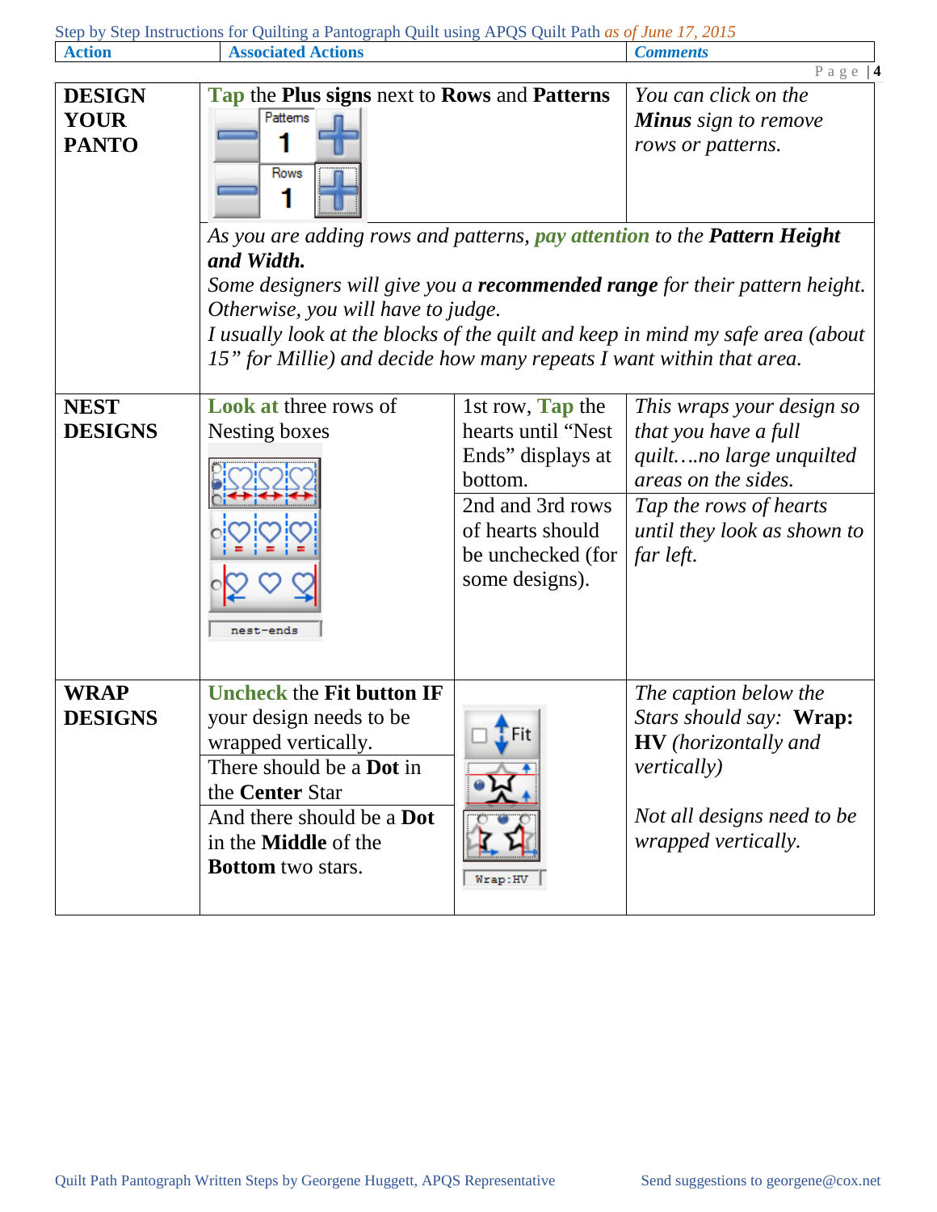| Action | Associated Actions | | Comments |
|---|---|---|---|
| **DESIGN YOUR PANTO** | Tap the **Plus signs** next to **Rows** and **Patterns** | | *You can click on the **Minus** sign to remove rows or patterns.* |
| | *As you are adding rows and patterns, pay attention to the **Pattern Height and Width.*** *Some designers will give you a **recommended range** for their pattern height. Otherwise, you will have to judge.* *I usually look at the blocks of the quilt and keep in mind my safe area (about 15" for Millie) and decide how many repeats I want within that area.* | | |
| **NEST DESIGNS** | Look at three rows of Nesting boxes | 1st row, Tap the hearts until "Nest Ends" displays at bottom. | *This wraps your design so that you have a full quilt….no large unquilted areas on the sides.* |
| | | 2nd and 3rd rows of hearts should be unchecked (for some designs). | *Tap the rows of hearts until they look as shown to far left.* |
| **WRAP DESIGNS** | Uncheck the **Fit button IF** your design needs to be wrapped vertically. | | *The caption below the Stars should say:* **Wrap: HV** *(horizontally and vertically)* |
| | There should be a **Dot** in the **Center** Star | | |
| | And there should be a **Dot** in the **Middle** of the **Bottom** two stars. | | *Not all designs need to be wrapped vertically.* |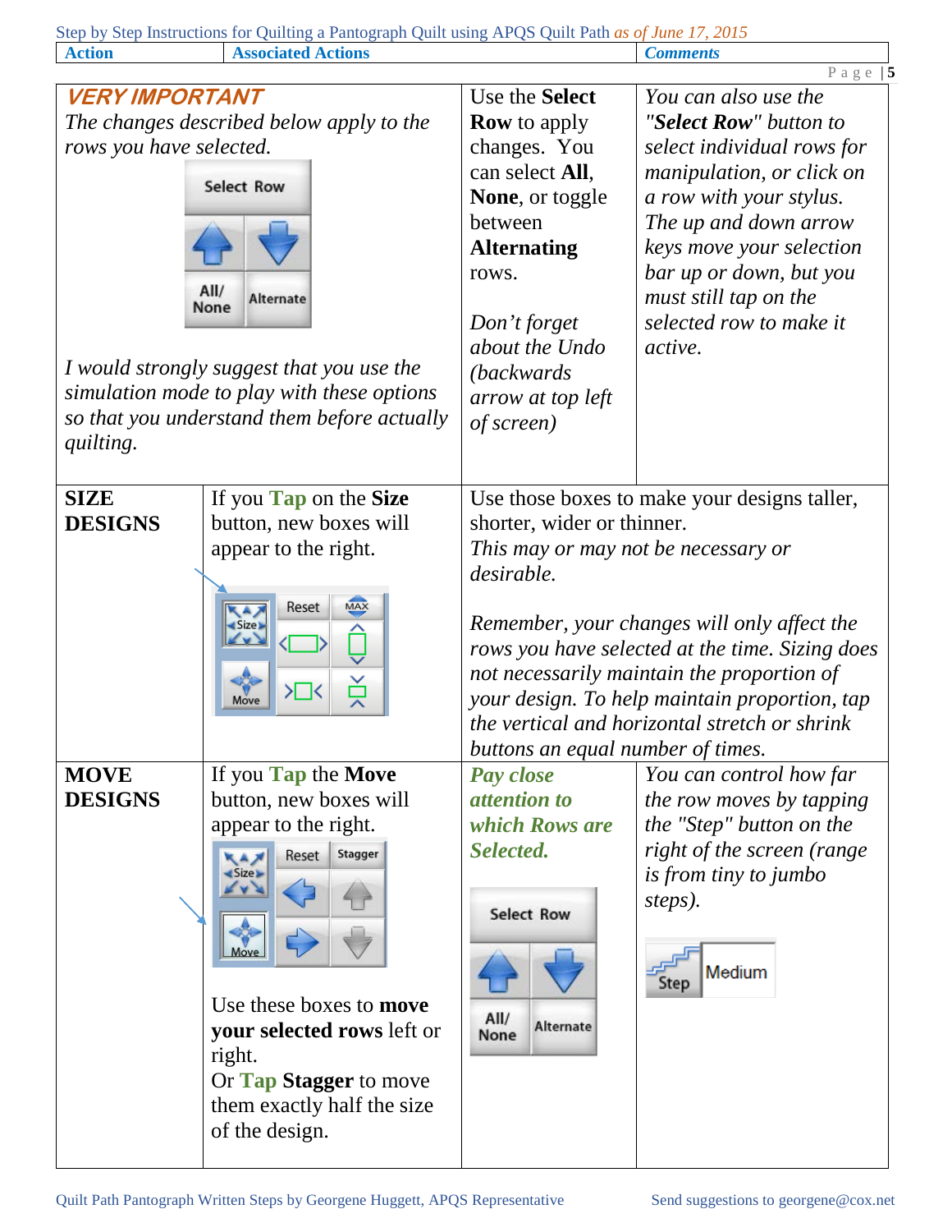| Action | Associated Actions | | Comments |
|---|---|---|---|
| ***VERY IMPORTANT*** *The changes described below apply to the rows you have selected.* Select Row / All/ None / Alternate *I would strongly suggest that you use the simulation mode to play with these options so that you understand them before actually quilting.* | | Use the **Select Row** to apply changes. You can select **All**, **None**, or toggle between **Alternating** rows. *Don't forget about the Undo (backwards arrow at top left of screen)* | *You can also use the "**Select Row**" button to select individual rows for manipulation, or click on a row with your stylus. The up and down arrow keys move your selection bar up or down, but you must still tap on the selected row to make it active.* |
| **SIZE DESIGNS** | If you **Tap** on the **Size** button, new boxes will appear to the right. Size / Reset / MAX / Move | Use those boxes to make your designs taller, shorter, wider or thinner. *This may or may not be necessary or desirable.* *Remember, your changes will only affect the rows you have selected at the time. Sizing does not necessarily maintain the proportion of your design. To help maintain proportion, tap the vertical and horizontal stretch or shrink buttons an equal number of times.* | |
| **MOVE DESIGNS** | If you **Tap** the **Move** button, new boxes will appear to the right. Size / Reset / Stagger / Move Use these boxes to **move your selected rows** left or right. Or **Tap Stagger** to move them exactly half the size of the design. | ***Pay close attention to which Rows are Selected.*** Select Row / All/ None / Alternate | *You can control how far the row moves by tapping the "Step" button on the right of the screen (range is from tiny to jumbo steps).* Step / Medium |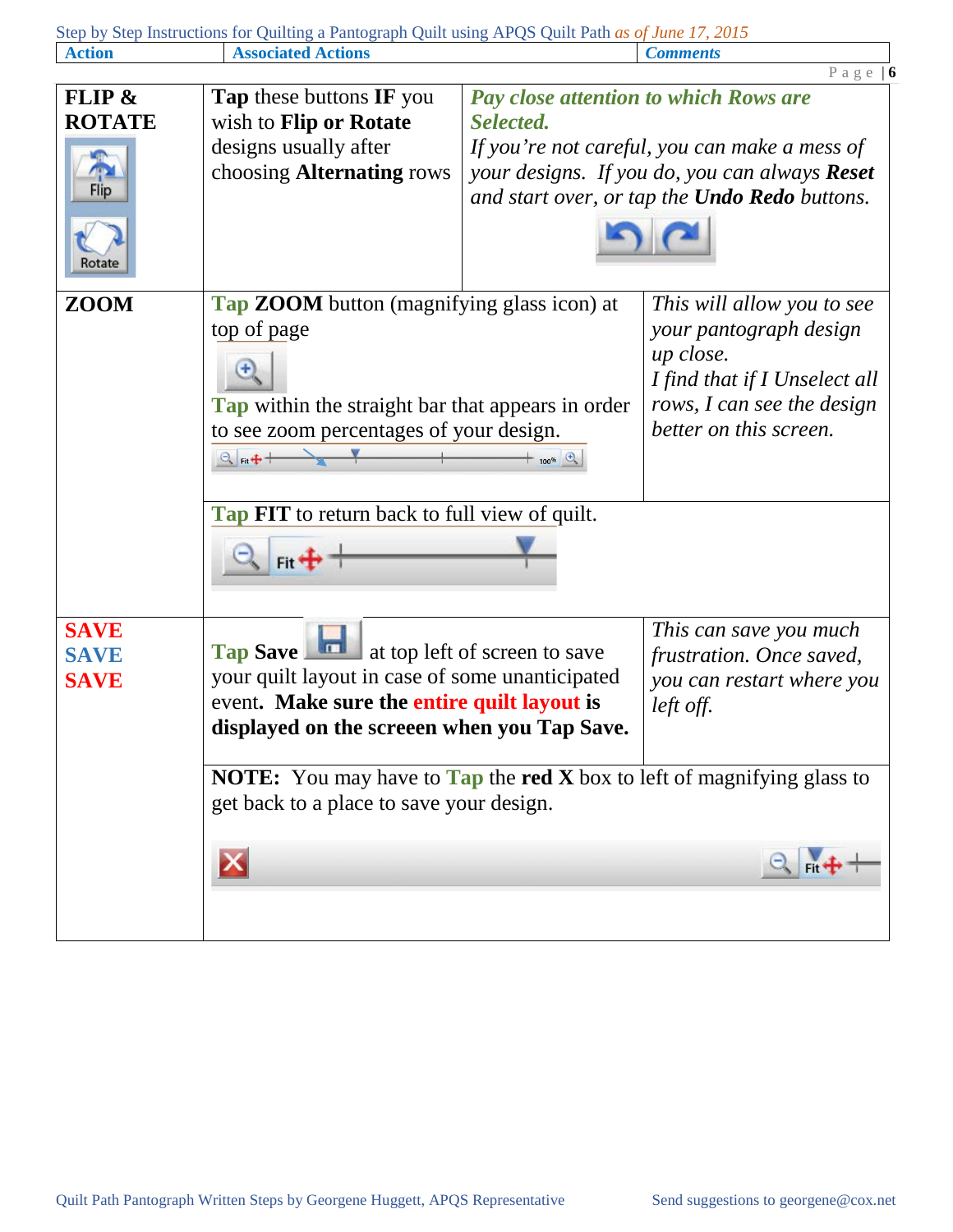| Action | Associated Actions | Comments |
|---|---|---|
| **FLIP & ROTATE** | **Tap** these buttons **IF** you wish to **Flip or Rotate** designs usually after choosing **Alternating** rows | ***Pay close attention to which Rows are Selected.*** *If you're not careful, you can make a mess of your designs. If you do, you can always **Reset** and start over, or tap the **Undo Redo** buttons.* |
| **ZOOM** | **Tap ZOOM** button (magnifying glass icon) at top of page. **Tap** within the straight bar that appears in order to see zoom percentages of your design. | *This will allow you to see your pantograph design up close. I find that if I Unselect all rows, I can see the design better on this screen.* |
| | **Tap FIT** to return back to full view of quilt. | |
| **SAVE SAVE SAVE** | **Tap Save** at top left of screen to save your quilt layout in case of some unanticipated event. **Make sure the entire quilt layout is displayed on the screeen when you Tap Save.** | *This can save you much frustration. Once saved, you can restart where you left off.* |
| | **NOTE:** You may have to **Tap** the **red X** box to left of magnifying glass to get back to a place to save your design. | |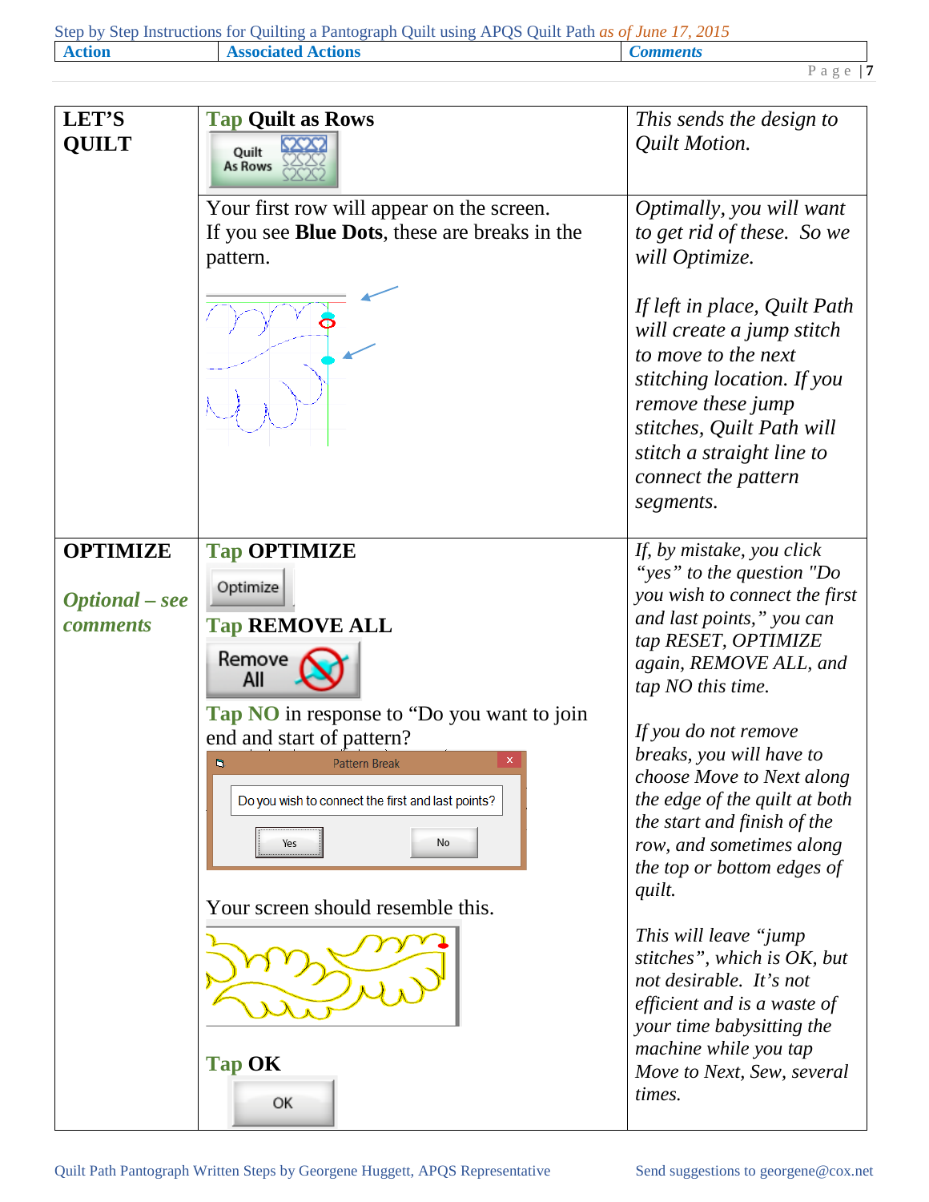| Action | Associated Actions | Comments |
|---|---|---|
| **LET'S QUILT** | Tap **Quilt as Rows** | *This sends the design to Quilt Motion.* |
| | Your first row will appear on the screen. If you see **Blue Dots**, these are breaks in the pattern. | *Optimally, you will want to get rid of these. So we will Optimize.* *If left in place, Quilt Path will create a jump stitch to move to the next stitching location. If you remove these jump stitches, Quilt Path will stitch a straight line to connect the pattern segments.* |
| **OPTIMIZE** *Optional – see comments* | Tap **OPTIMIZE** Tap **REMOVE ALL** Tap **NO** in response to "Do you want to join end and start of pattern? Pattern Break: Do you wish to connect the first and last points? Yes / No. Your screen should resemble this. Tap **OK** | *If, by mistake, you click "yes" to the question "Do you wish to connect the first and last points," you can tap RESET, OPTIMIZE again, REMOVE ALL, and tap NO this time.* *If you do not remove breaks, you will have to choose Move to Next along the edge of the quilt at both the start and finish of the row, and sometimes along the top or bottom edges of quilt.* *This will leave "jump stitches", which is OK, but not desirable. It's not efficient and is a waste of your time babysitting the machine while you tap Move to Next, Sew, several times.* |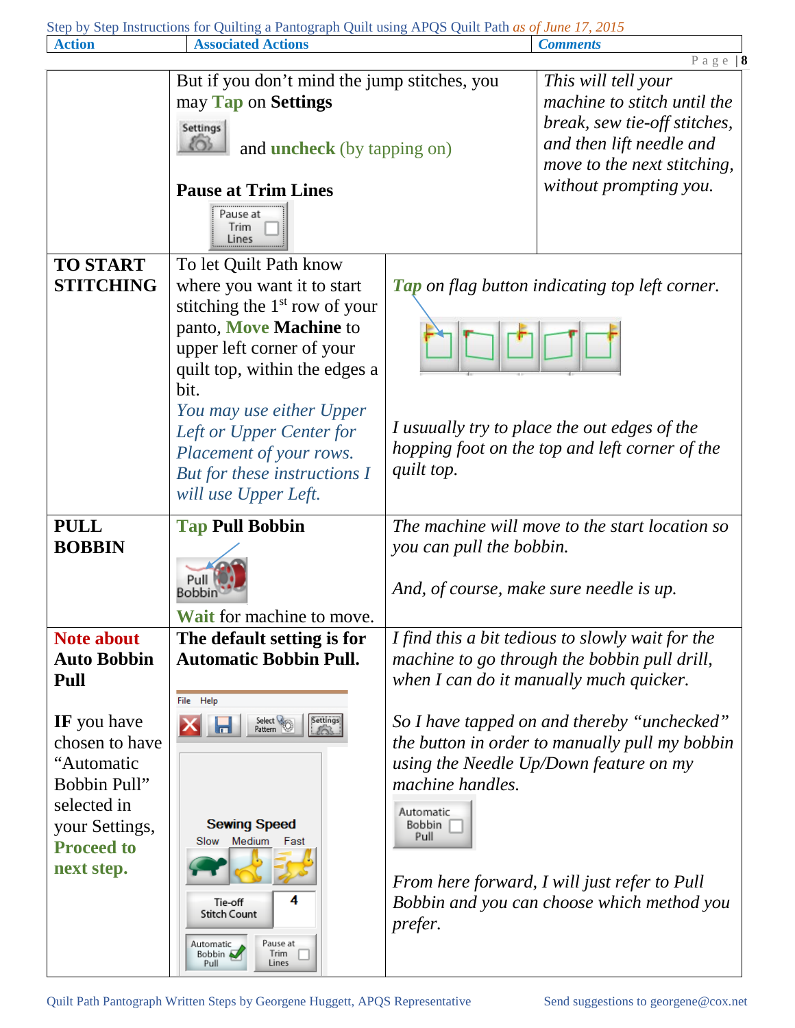| Action | Associated Actions | Comments |
|---|---|---|
| | But if you don't mind the jump stitches, you may **Tap** on **Settings** and **uncheck** (by tapping on) **Pause at Trim Lines** | *This will tell your machine to stitch until the break, sew tie-off stitches, and then lift needle and move to the next stitching, without prompting you.* |
| **TO START STITCHING** | To let Quilt Path know where you want it to start stitching the 1st row of your panto, **Move Machine** to upper left corner of your quilt top, within the edges a bit. *You may use either Upper Left or Upper Center for Placement of your rows. But for these instructions I will use Upper Left.* | ***Tap*** *on flag button indicating top left corner.* *I usuually try to place the out edges of the hopping foot on the top and left corner of the quilt top.* |
| **PULL BOBBIN** | **Tap Pull Bobbin** **Wait** for machine to move. | *The machine will move to the start location so you can pull the bobbin.* *And, of course, make sure needle is up.* |
| **Note about Auto Bobbin Pull** **IF** you have chosen to have "Automatic Bobbin Pull" selected in your Settings, **Proceed to next step.** | **The default setting is for Automatic Bobbin Pull.** | *I find this a bit tedious to slowly wait for the machine to go through the bobbin pull drill, when I can do it manually much quicker.* *So I have tapped on and thereby "unchecked" the button in order to manually pull my bobbin using the Needle Up/Down feature on my machine handles.* *From here forward, I will just refer to Pull Bobbin and you can choose which method you prefer.* |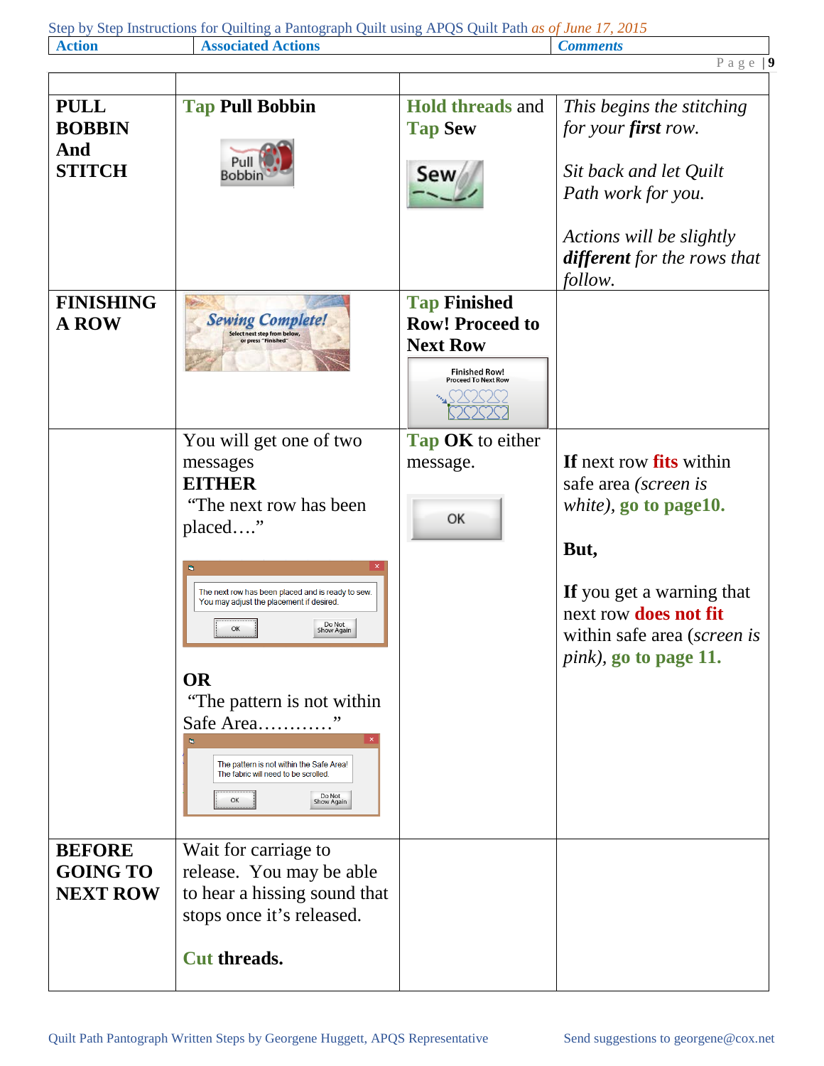Step by Step Instructions for Quilting a Pantograph Quilt using APQS Quilt Path *as of June 17, 2015*

| Action | Associated Actions | | *Comments* |
|---|---|---|---|
| **PULL BOBBIN And STITCH** | **Tap Pull Bobbin** | **Hold threads** and **Tap Sew** | *This begins the stitching for your* ***first*** *row.*<br><br>*Sit back and let Quilt Path work for you.*<br><br>*Actions will be slightly* ***different*** *for the rows that follow.* |
| **FINISHING A ROW** | | **Tap Finished Row! Proceed to Next Row** | |
| | You will get one of two messages<br>**EITHER**<br>"The next row has been placed…."<br><br>**OR**<br>"The pattern is not within Safe Area…………" | **Tap OK** to either message. | **If** next row **fits** within safe area *(screen is white)*, **go to page10.**<br><br>**But,**<br><br>**If** you get a warning that next row **does not fit** within safe area (*screen is pink)*, **go to page 11.** |
| **BEFORE GOING TO NEXT ROW** | Wait for carriage to release. You may be able to hear a hissing sound that stops once it's released.<br><br>**Cut threads.** | | |

Quilt Path Pantograph Written Steps by Georgene Huggett, APQS Representative — Send suggestions to georgene@cox.net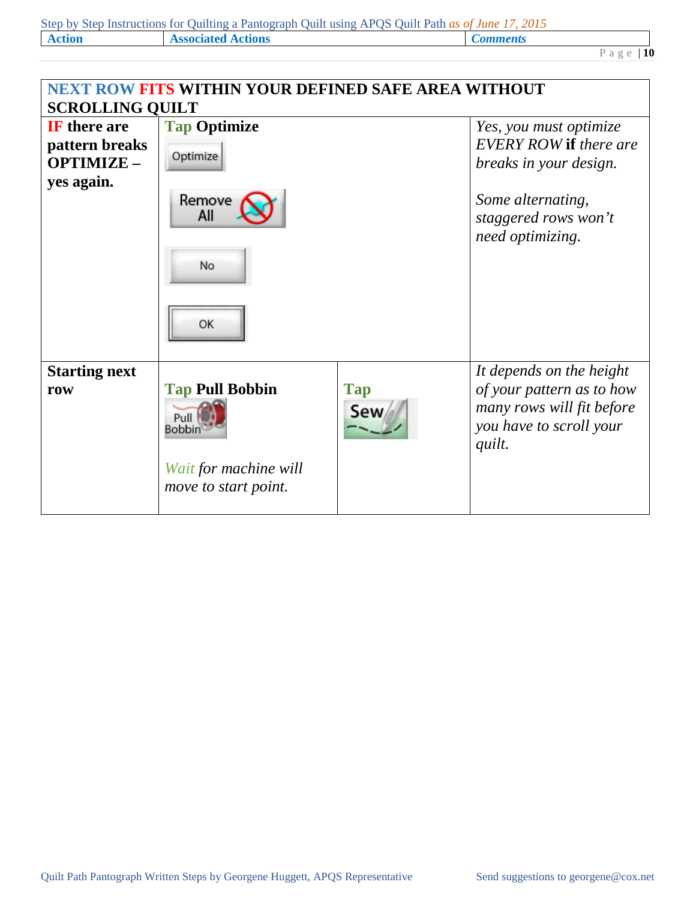| Action | Associated Actions | | Comments |
|---|---|---|---|
| **NEXT ROW FITS WITHIN YOUR DEFINED SAFE AREA WITHOUT SCROLLING QUILT** | | | |
| **IF there are pattern breaks OPTIMIZE – yes again.** | **Tap Optimize** Optimize Remove All No OK | | *Yes, you must optimize EVERY ROW* **if** *there are breaks in your design.* *Some alternating, staggered rows won't need optimizing.* |
| **Starting next row** | **Tap Pull Bobbin** Pull Bobbin *Wait for machine will move to start point.* | **Tap** Sew | *It depends on the height of your pattern as to how many rows will fit before you have to scroll your quilt.* |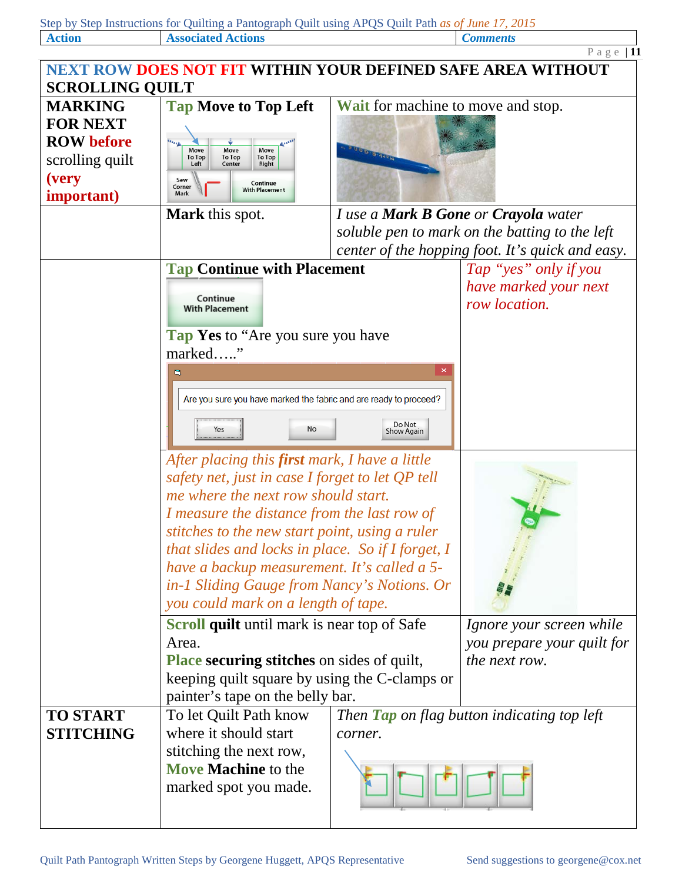| Action | Associated Actions | Comments |
|---|---|---|

## NEXT ROW DOES NOT FIT WITHIN YOUR DEFINED SAFE AREA WITHOUT SCROLLING QUILT

| | | |
|---|---|---|
| **MARKING FOR NEXT ROW before** scrolling quilt **(very important)** | **Tap Move to Top Left** | **Wait** for machine to move and stop. |
| | **Mark** this spot. | *I use a **Mark B Gone** or **Crayola** water soluble pen to mark on the batting to the left center of the hopping foot. It's quick and easy.* |
| | **Tap Continue with Placement** <br> **Tap Yes** to "Are you sure you have marked….." <br> Are you sure you have marked the fabric and are ready to proceed? Yes No Do Not Show Again | *Tap "yes" only if you have marked your next row location.* |
| | *After placing this **first** mark, I have a little safety net, just in case I forget to let QP tell me where the next row should start.* <br> *I measure the distance from the last row of stitches to the new start point, using a ruler that slides and locks in place. So if I forget, I have a backup measurement. It's called a 5-in-1 Sliding Gauge from Nancy's Notions. Or you could mark on a length of tape.* | |
| | **Scroll quilt** until mark is near top of Safe Area. <br> **Place securing stitches** on sides of quilt, keeping quilt square by using the C-clamps or painter's tape on the belly bar. | *Ignore your screen while you prepare your quilt for the next row.* |
| **TO START STITCHING** | To let Quilt Path know where it should start stitching the next row, **Move Machine** to the marked spot you made. | *Then **Tap** on flag button indicating top left corner.* |

Quilt Path Pantograph Written Steps by Georgene Huggett, APQS Representative    Send suggestions to georgene@cox.net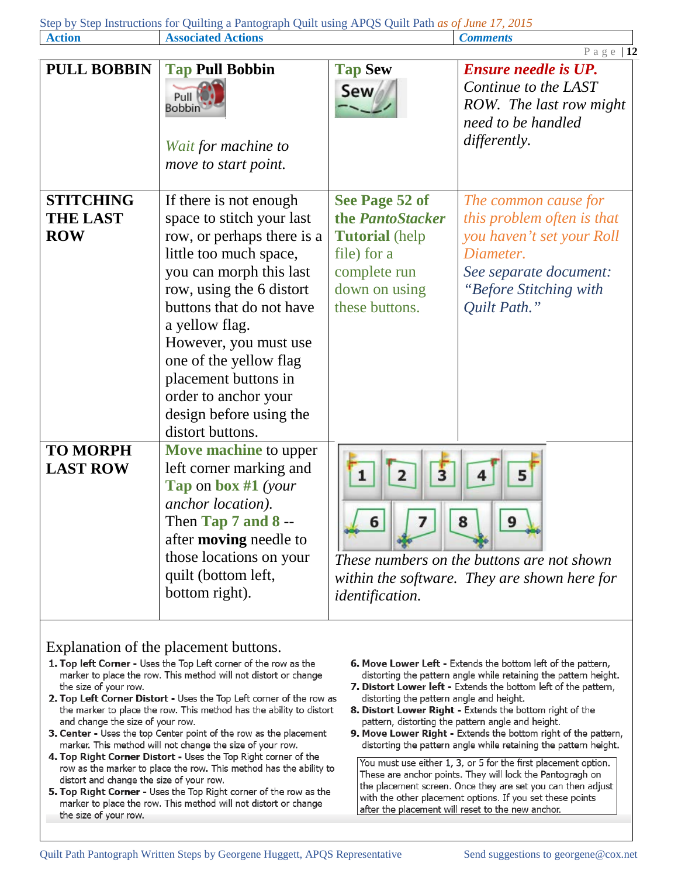| Action | Associated Actions | | Comments |
|---|---|---|---|
| **PULL BOBBIN** | **Tap Pull Bobbin** Pull Bobbin *Wait for machine to move to start point.* | **Tap Sew** Sew | ***Ensure needle is UP.*** *Continue to the LAST ROW. The last row might need to be handled differently.* |
| **STITCHING THE LAST ROW** | If there is not enough space to stitch your last row, or perhaps there is a little too much space, you can morph this last row, using the 6 distort buttons that do not have a yellow flag. However, you must use one of the yellow flag placement buttons in order to anchor your design before using the distort buttons. | **See Page 52 of the *PantoStacker* Tutorial** (help file) for a complete run down on using these buttons. | *The common cause for this problem often is that you haven't set your Roll Diameter.* *See separate document: "Before Stitching with Quilt Path."* |
| **TO MORPH LAST ROW** | **Move machine** to upper left corner marking and **Tap** on **box #1** *(your anchor location).* Then **Tap 7 and 8** -- after **moving** needle to those locations on your quilt (bottom left, bottom right). | 1 2 3 4 5 6 7 8 9 *These numbers on the buttons are not shown within the software. They are shown here for identification.* | |

Explanation of the placement buttons.

1. **Top left Corner -** Uses the Top Left corner of the row as the marker to place the row. This method will not distort or change the size of your row.
2. **Top Left Corner Distort -** Uses the Top Left corner of the row as the marker to place the row. This method has the ability to distort and change the size of your row.
3. **Center -** Uses the top Center point of the row as the placement marker. This method will not change the size of your row.
4. **Top Right Corner Distort -** Uses the Top Right corner of the row as the marker to place the row. This method has the ability to distort and change the size of your row.
5. **Top Right Corner -** Uses the Top Right corner of the row as the marker to place the row. This method will not distort or change the size of your row.
6. **Move Lower Left -** Extends the bottom left of the pattern, distorting the pattern angle while retaining the pattern height.
7. **Distort Lower left -** Extends the bottom left of the pattern, distorting the pattern angle and height.
8. **Distort Lower Right -** Extends the bottom right of the pattern, distorting the pattern angle and height.
9. **Move Lower Right -** Extends the bottom right of the pattern, distorting the pattern angle while retaining the pattern height.

You must use either 1, 3, or 5 for the first placement option. These are anchor points. They will lock the Pantogragh on the placement screen. Once they are set you can then adjust with the other placement options. If you set these points after the placement will reset to the new anchor.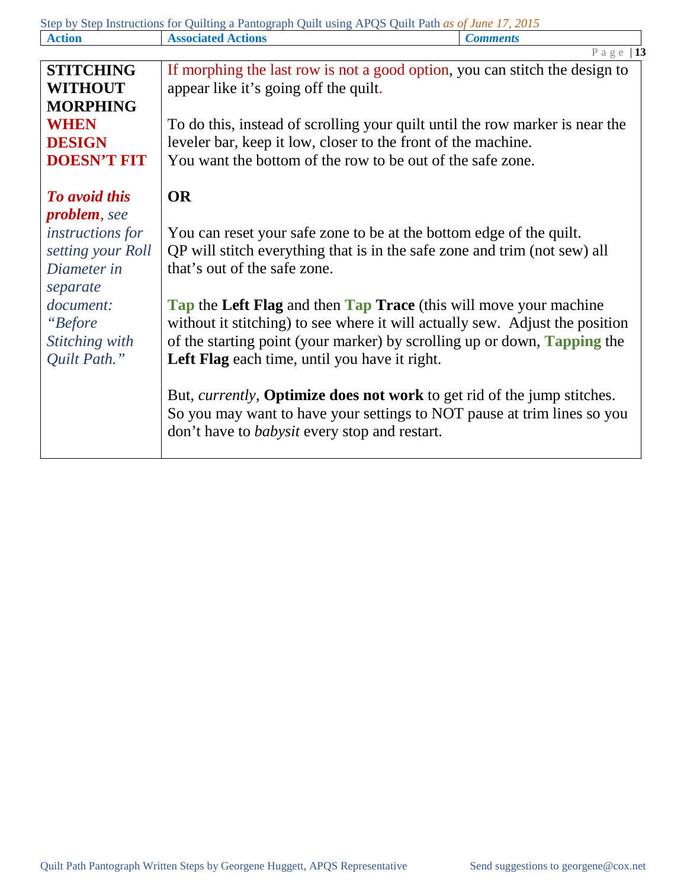| Action | Associated Actions | Comments |
|---|---|---|
| **STITCHING WITHOUT MORPHING WHEN DESIGN DOESN'T FIT**<br><br>***To avoid this problem***, *see instructions for setting your Roll Diameter in separate document: "Before Stitching with Quilt Path."* | If morphing the last row is not a good option, you can stitch the design to appear like it's going off the quilt.<br><br>To do this, instead of scrolling your quilt until the row marker is near the leveler bar, keep it low, closer to the front of the machine.<br>You want the bottom of the row to be out of the safe zone.<br><br>**OR**<br><br>You can reset your safe zone to be at the bottom edge of the quilt.<br>QP will stitch everything that is in the safe zone and trim (not sew) all that's out of the safe zone.<br><br>**Tap** the **Left Flag** and then **Tap** **Trace** (this will move your machine without it stitching) to see where it will actually sew. Adjust the position of the starting point (your marker) by scrolling up or down, **Tapping** the **Left Flag** each time, until you have it right.<br><br>But, *currently*, **Optimize does not work** to get rid of the jump stitches. So you may want to have your settings to NOT pause at trim lines so you don't have to *babysit* every stop and restart. | |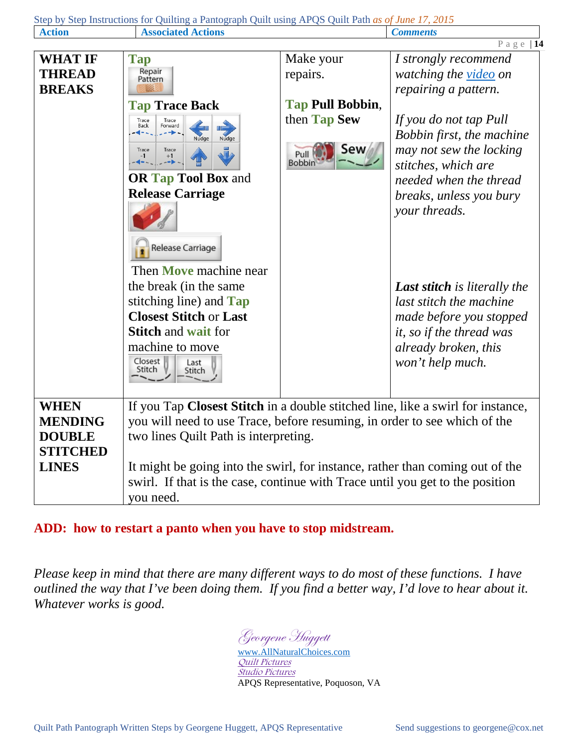| Action | Associated Actions | | Comments |
|---|---|---|---|
| **WHAT IF THREAD BREAKS** | **Tap** Repair Pattern<br><br>**Tap Trace Back**<br>Trace Back / Trace Forward / Nudge / Nudge / Trace -1 / Trace +1<br><br>**OR Tap Tool Box** and **Release Carriage**<br>Release Carriage<br><br>Then **Move** machine near the break (in the same stitching line) and **Tap Closest Stitch** or **Last Stitch** and **wait** for machine to move<br>Closest Stitch / Last Stitch | Make your repairs.<br><br>**Tap Pull Bobbin**, then **Tap Sew**<br>Pull Bobbin / Sew | *I strongly recommend watching the video on repairing a pattern.*<br><br>*If you do not tap Pull Bobbin first, the machine may not sew the locking stitches, which are needed when the thread breaks, unless you bury your threads.*<br><br>***Last stitch** is literally the last stitch the machine made before you stopped it, so if the thread was already broken, this won't help much.* |
| **WHEN MENDING DOUBLE STITCHED LINES** | If you Tap **Closest Stitch** in a double stitched line, like a swirl for instance, you will need to use Trace, before resuming, in order to see which of the two lines Quilt Path is interpreting.<br><br>It might be going into the swirl, for instance, rather than coming out of the swirl. If that is the case, continue with Trace until you get to the position you need. | | |

**ADD: how to restart a panto when you have to stop midstream.**

*Please keep in mind that there are many different ways to do most of these functions. I have outlined the way that I've been doing them. If you find a better way, I'd love to hear about it. Whatever works is good.*

*Georgene Huggett*
www.AllNaturalChoices.com
*Quilt Pictures*
*Studio Pictures*
APQS Representative, Poquoson, VA